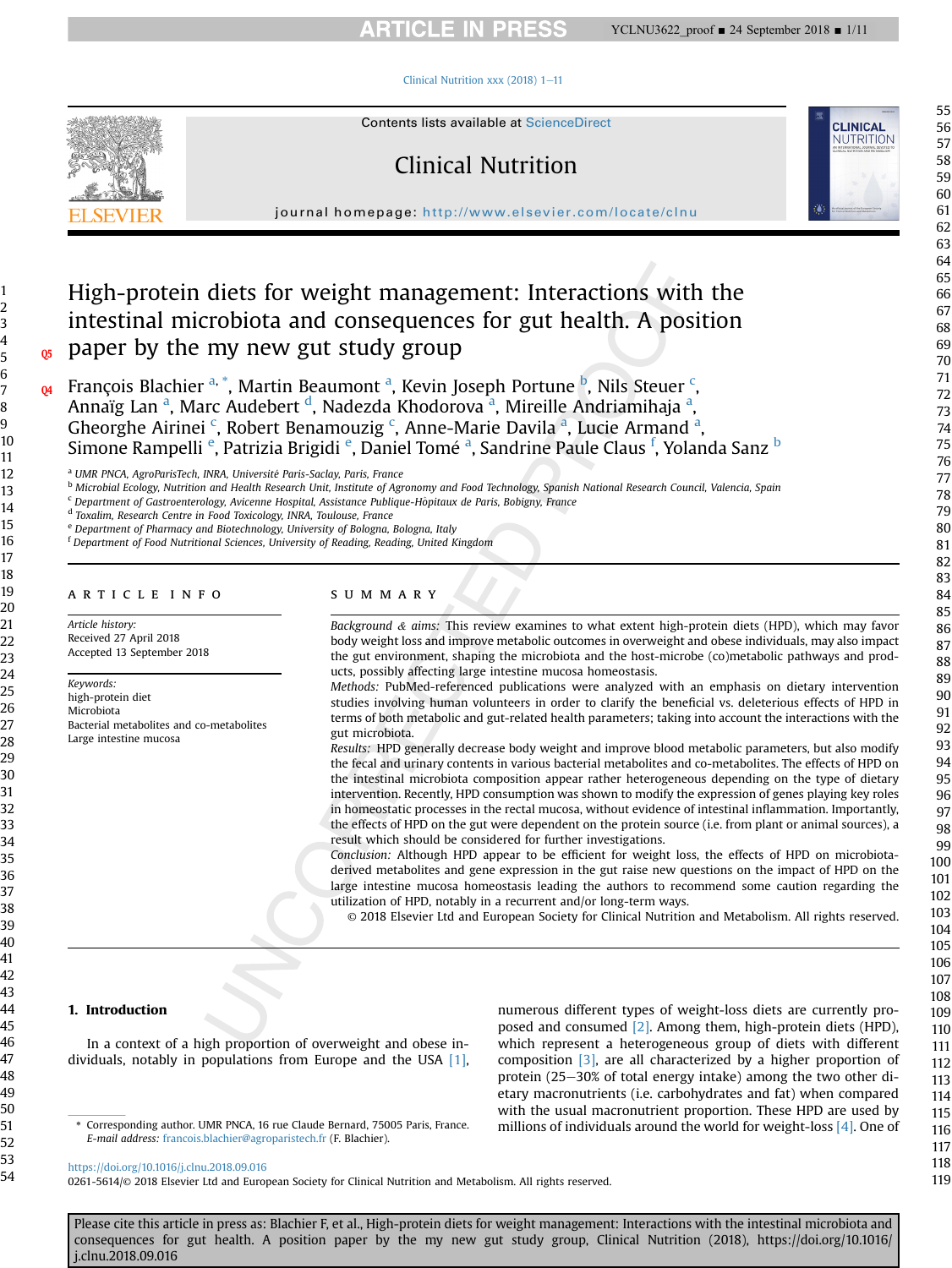# High-protein diets for weight management: Interactions with the intestinal microbiota and consequences for gut health. A position paper by the my new gut study group

François Blachier [a,*], Martin Beaumont [a], Kevin Joseph Portune [b], Nils Steuer [c], Annaïg Lan [a], Marc Audebert [d], Nadezda Khodorova [a], Mireille Andriamihaja [a], Gheorghe Airinei [c], Robert Benamouzig [c], Anne-Marie Davila [a], Lucie Armand [a], Simone Rampelli [e], Patrizia Brigidi [e], Daniel Tomé [a], Sandrine Paule Claus [f], Yolanda Sanz [b]

[a] UMR PNCA, AgroParisTech, INRA, Université Paris-Saclay, Paris, France
[b] Microbial Ecology, Nutrition and Health Research Unit, Institute of Agronomy and Food Technology, Spanish National Research Council, Valencia, Spain
[c] Department of Gastroenterology, Avicenne Hospital, Assistance Publique-Hôpitaux de Paris, Bobigny, France
[d] Toxalim, Research Centre in Food Toxicology, INRA, Toulouse, France
[e] Department of Pharmacy and Biotechnology, University of Bologna, Bologna, Italy
[f] Department of Food Nutritional Sciences, University of Reading, Reading, United Kingdom

## ARTICLE INFO

*Article history:*
Received 27 April 2018
Accepted 13 September 2018

*Keywords:*
high-protein diet
Microbiota
Bacterial metabolites and co-metabolites
Large intestine mucosa

## SUMMARY

*Background & aims:* This review examines to what extent high-protein diets (HPD), which may favor body weight loss and improve metabolic outcomes in overweight and obese individuals, may also impact the gut environment, shaping the microbiota and the host-microbe (co)metabolic pathways and products, possibly affecting large intestine mucosa homeostasis.

*Methods:* PubMed-referenced publications were analyzed with an emphasis on dietary intervention studies involving human volunteers in order to clarify the beneficial vs. deleterious effects of HPD in terms of both metabolic and gut-related health parameters; taking into account the interactions with the gut microbiota.

*Results:* HPD generally decrease body weight and improve blood metabolic parameters, but also modify the fecal and urinary contents in various bacterial metabolites and co-metabolites. The effects of HPD on the intestinal microbiota composition appear rather heterogeneous depending on the type of dietary intervention. Recently, HPD consumption was shown to modify the expression of genes playing key roles in homeostatic processes in the rectal mucosa, without evidence of intestinal inflammation. Importantly, the effects of HPD on the gut were dependent on the protein source (i.e. from plant or animal sources), a result which should be considered for further investigations.

*Conclusion:* Although HPD appear to be efficient for weight loss, the effects of HPD on microbiota-derived metabolites and gene expression in the gut raise new questions on the impact of HPD on the large intestine mucosa homeostasis leading the authors to recommend some caution regarding the utilization of HPD, notably in a recurrent and/or long-term ways.

© 2018 Elsevier Ltd and European Society for Clinical Nutrition and Metabolism. All rights reserved.

## 1. Introduction

In a context of a high proportion of overweight and obese individuals, notably in populations from Europe and the USA [1], numerous different types of weight-loss diets are currently proposed and consumed [2]. Among them, high-protein diets (HPD), which represent a heterogeneous group of diets with different composition [3], are all characterized by a higher proportion of protein (25–30% of total energy intake) among the two other dietary macronutrients (i.e. carbohydrates and fat) when compared with the usual macronutrient proportion. These HPD are used by millions of individuals around the world for weight-loss [4]. One of

* Corresponding author. UMR PNCA, 16 rue Claude Bernard, 75005 Paris, France.
E-mail address: francois.blachier@agroparistech.fr (F. Blachier).

https://doi.org/10.1016/j.clnu.2018.09.016
0261-5614/© 2018 Elsevier Ltd and European Society for Clinical Nutrition and Metabolism. All rights reserved.

Please cite this article in press as: Blachier F, et al., High-protein diets for weight management: Interactions with the intestinal microbiota and consequences for gut health. A position paper by the my new gut study group, Clinical Nutrition (2018), https://doi.org/10.1016/j.clnu.2018.09.016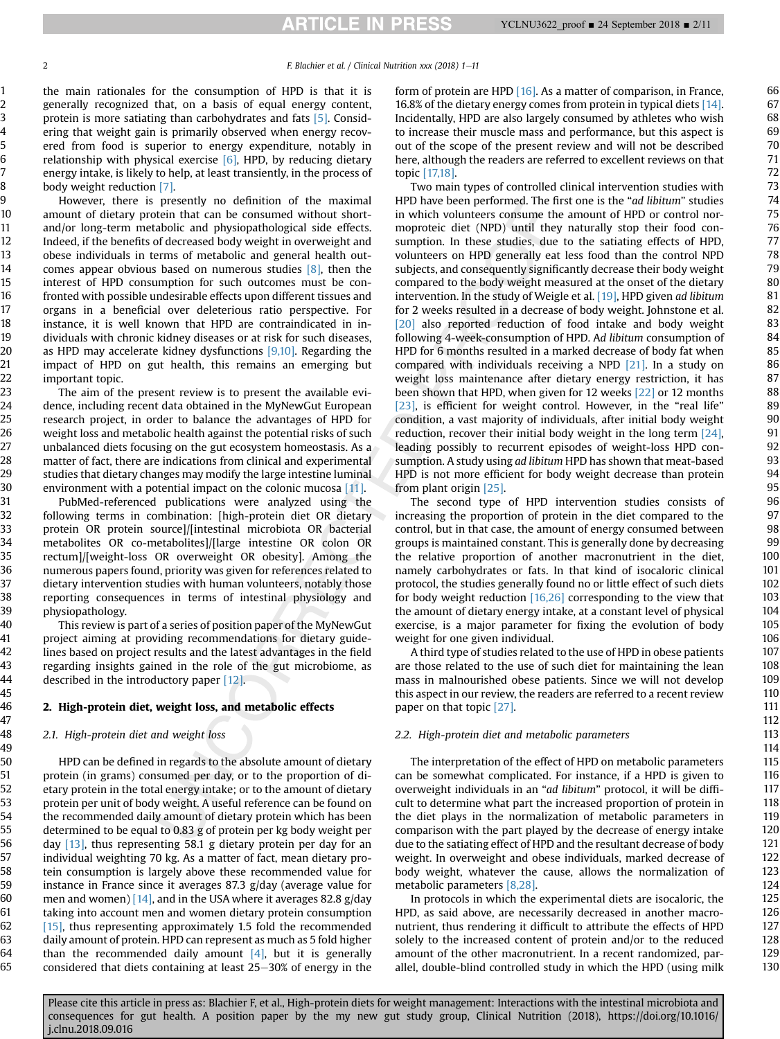the main rationales for the consumption of HPD is that it is generally recognized that, on a basis of equal energy content, protein is more satiating than carbohydrates and fats [5]. Considering that weight gain is primarily observed when energy recovered from food is superior to energy expenditure, notably in relationship with physical exercise [6], HPD, by reducing dietary energy intake, is likely to help, at least transiently, in the process of body weight reduction [7].

However, there is presently no definition of the maximal amount of dietary protein that can be consumed without short- and/or long-term metabolic and physiopathological side effects. Indeed, if the benefits of decreased body weight in overweight and obese individuals in terms of metabolic and general health outcomes appear obvious based on numerous studies [8], then the interest of HPD consumption for such outcomes must be confronted with possible undesirable effects upon different tissues and organs in a beneficial over deleterious ratio perspective. For instance, it is well known that HPD are contraindicated in individuals with chronic kidney diseases or at risk for such diseases, as HPD may accelerate kidney dysfunctions [9,10]. Regarding the impact of HPD on gut health, this remains an emerging but important topic.

The aim of the present review is to present the available evidence, including recent data obtained in the MyNewGut European research project, in order to balance the advantages of HPD for weight loss and metabolic health against the potential risks of such unbalanced diets focusing on the gut ecosystem homeostasis. As a matter of fact, there are indications from clinical and experimental studies that dietary changes may modify the large intestine luminal environment with a potential impact on the colonic mucosa [11].

PubMed-referenced publications were analyzed using the following terms in combination: [high-protein diet OR dietary protein OR protein source]/[intestinal microbiota OR bacterial metabolites OR co-metabolites]/[large intestine OR colon OR rectum]/[weight-loss OR overweight OR obesity]. Among the numerous papers found, priority was given for references related to dietary intervention studies with human volunteers, notably those reporting consequences in terms of intestinal physiology and physiopathology.

This review is part of a series of position paper of the MyNewGut project aiming at providing recommendations for dietary guidelines based on project results and the latest advantages in the field regarding insights gained in the role of the gut microbiome, as described in the introductory paper [12].

## 2. High-protein diet, weight loss, and metabolic effects

### 2.1. High-protein diet and weight loss

HPD can be defined in regards to the absolute amount of dietary protein (in grams) consumed per day, or to the proportion of dietary protein in the total energy intake; or to the amount of dietary protein per unit of body weight. A useful reference can be found on the recommended daily amount of dietary protein which has been determined to be equal to 0.83 g of protein per kg body weight per day [13], thus representing 58.1 g dietary protein per day for an individual weighting 70 kg. As a matter of fact, mean dietary protein consumption is largely above these recommended value for instance in France since it averages 87.3 g/day (average value for men and women) [14], and in the USA where it averages 82.8 g/day taking into account men and women dietary protein consumption [15], thus representing approximately 1.5 fold the recommended daily amount of protein. HPD can represent as much as 5 fold higher than the recommended daily amount [4], but it is generally considered that diets containing at least 25–30% of energy in the form of protein are HPD [16]. As a matter of comparison, in France, 16.8% of the dietary energy comes from protein in typical diets [14]. Incidentally, HPD are also largely consumed by athletes who wish to increase their muscle mass and performance, but this aspect is out of the scope of the present review and will not be described here, although the readers are referred to excellent reviews on that topic [17,18].

Two main types of controlled clinical intervention studies with HPD have been performed. The first one is the "*ad libitum*" studies in which volunteers consume the amount of HPD or control normoproteic diet (NPD) until they naturally stop their food consumption. In these studies, due to the satiating effects of HPD, volunteers on HPD generally eat less food than the control NPD subjects, and consequently significantly decrease their body weight compared to the body weight measured at the onset of the dietary intervention. In the study of Weigle et al. [19], HPD given *ad libitum* for 2 weeks resulted in a decrease of body weight. Johnstone et al. [20] also reported reduction of food intake and body weight following 4-week-consumption of HPD. A*d libitum* consumption of HPD for 6 months resulted in a marked decrease of body fat when compared with individuals receiving a NPD [21]. In a study on weight loss maintenance after dietary energy restriction, it has been shown that HPD, when given for 12 weeks [22] or 12 months [23], is efficient for weight control. However, in the "real life" condition, a vast majority of individuals, after initial body weight reduction, recover their initial body weight in the long term [24], leading possibly to recurrent episodes of weight-loss HPD consumption. A study using *ad libitum* HPD has shown that meat-based HPD is not more efficient for body weight decrease than protein from plant origin [25].

The second type of HPD intervention studies consists of increasing the proportion of protein in the diet compared to the control, but in that case, the amount of energy consumed between groups is maintained constant. This is generally done by decreasing the relative proportion of another macronutrient in the diet, namely carbohydrates or fats. In that kind of isocaloric clinical protocol, the studies generally found no or little effect of such diets for body weight reduction [16,26] corresponding to the view that the amount of dietary energy intake, at a constant level of physical exercise, is a major parameter for fixing the evolution of body weight for one given individual.

A third type of studies related to the use of HPD in obese patients are those related to the use of such diet for maintaining the lean mass in malnourished obese patients. Since we will not develop this aspect in our review, the readers are referred to a recent review paper on that topic [27].

### 2.2. High-protein diet and metabolic parameters

The interpretation of the effect of HPD on metabolic parameters can be somewhat complicated. For instance, if a HPD is given to overweight individuals in an "*ad libitum*" protocol, it will be difficult to determine what part the increased proportion of protein in the diet plays in the normalization of metabolic parameters in comparison with the part played by the decrease of energy intake due to the satiating effect of HPD and the resultant decrease of body weight. In overweight and obese individuals, marked decrease of body weight, whatever the cause, allows the normalization of metabolic parameters [8,28].

In protocols in which the experimental diets are isocaloric, the HPD, as said above, are necessarily decreased in another macronutrient, thus rendering it difficult to attribute the effects of HPD solely to the increased content of protein and/or to the reduced amount of the other macronutrient. In a recent randomized, parallel, double-blind controlled study in which the HPD (using milk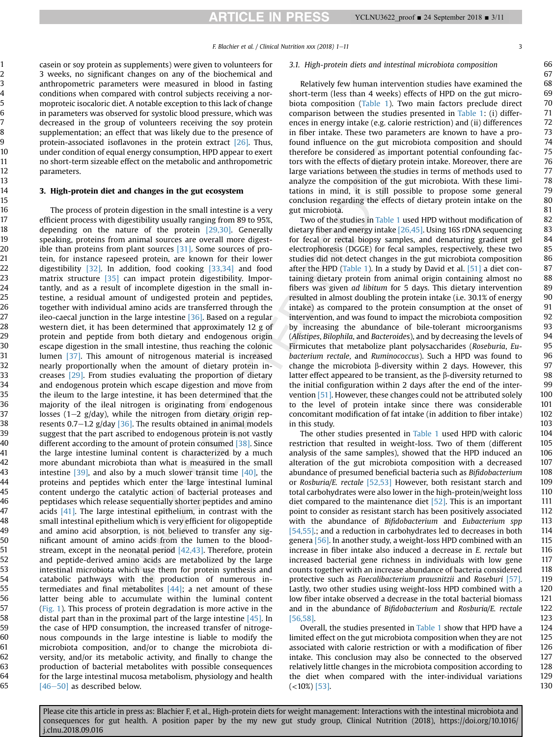casein or soy protein as supplements) were given to volunteers for 3 weeks, no significant changes on any of the biochemical and anthropometric parameters were measured in blood in fasting conditions when compared with control subjects receiving a normoproteic isocaloric diet. A notable exception to this lack of change in parameters was observed for systolic blood pressure, which was decreased in the group of volunteers receiving the soy protein supplementation; an effect that was likely due to the presence of protein-associated isoflavones in the protein extract [26]. Thus, under condition of equal energy consumption, HPD appear to exert no short-term sizeable effect on the metabolic and anthropometric parameters.

## 3. High-protein diet and changes in the gut ecosystem

The process of protein digestion in the small intestine is a very efficient process with digestibility usually ranging from 89 to 95%, depending on the nature of the protein [29,30]. Generally speaking, proteins from animal sources are overall more digestible than proteins from plant sources [31]. Some sources of protein, for instance rapeseed protein, are known for their lower digestibility [32]. In addition, food cooking [33,34] and food matrix structure [35] can impact protein digestibility. Importantly, and as a result of incomplete digestion in the small intestine, a residual amount of undigested protein and peptides, together with individual amino acids are transferred through the ileo-caecal junction in the large intestine [36]. Based on a regular western diet, it has been determined that approximately 12 g of protein and peptide from both dietary and endogenous origin escape digestion in the small intestine, thus reaching the colonic lumen [37]. This amount of nitrogenous material is increased nearly proportionally when the amount of dietary protein increases [29]. From studies evaluating the proportion of dietary and endogenous protein which escape digestion and move from the ileum to the large intestine, it has been determined that the majority of the ileal nitrogen is originating from endogenous losses (1–2 g/day), while the nitrogen from dietary origin represents 0.7–1.2 g/day [36]. The results obtained in animal models suggest that the part ascribed to endogenous protein is not vastly different according to the amount of protein consumed [38]. Since the large intestine luminal content is characterized by a much more abundant microbiota than what is measured in the small intestine [39], and also by a much slower transit time [40], the proteins and peptides which enter the large intestinal luminal content undergo the catalytic action of bacterial proteases and peptidases which release sequentially shorter peptides and amino acids [41]. The large intestinal epithelium, in contrast with the small intestinal epithelium which is very efficient for oligopeptide and amino acid absorption, is not believed to transfer any significant amount of amino acids from the lumen to the bloodstream, except in the neonatal period [42,43]. Therefore, protein and peptide-derived amino acids are metabolized by the large intestinal microbiota which use them for protein synthesis and catabolic pathways with the production of numerous intermediates and final metabolites [44]; a net amount of these latter being able to accumulate within the luminal content (Fig. 1). This process of protein degradation is more active in the distal part than in the proximal part of the large intestine [45]. In the case of HPD consumption, the increased transfer of nitrogenous compounds in the large intestine is liable to modify the microbiota composition, and/or to change the microbiota diversity, and/or its metabolic activity, and finally to change the production of bacterial metabolites with possible consequences for the large intestinal mucosa metabolism, physiology and health [46–50] as described below.

### 3.1. High-protein diets and intestinal microbiota composition

Relatively few human intervention studies have examined the short-term (less than 4 weeks) effects of HPD on the gut microbiota composition (Table 1). Two main factors preclude direct comparison between the studies presented in Table 1: (i) differences in energy intake (e.g. calorie restriction) and (ii) differences in fiber intake. These two parameters are known to have a profound influence on the gut microbiota composition and should therefore be considered as important potential confounding factors with the effects of dietary protein intake. Moreover, there are large variations between the studies in terms of methods used to analyze the composition of the gut microbiota. With these limitations in mind, it is still possible to propose some general conclusion regarding the effects of dietary protein intake on the gut microbiota.

Two of the studies in Table 1 used HPD without modification of dietary fiber and energy intake [26,45]. Using 16S rDNA sequencing for fecal or rectal biopsy samples, and denaturing gradient gel electrophoresis (DGGE) for fecal samples, respectively, these two studies did not detect changes in the gut microbiota composition after the HPD (Table 1). In a study by David et al. [51] a diet containing dietary protein from animal origin containing almost no fibers was given *ad libitum* for 5 days. This dietary intervention resulted in almost doubling the protein intake (i.e. 30.1% of energy intake) as compared to the protein consumption at the onset of intervention, and was found to impact the microbiota composition by increasing the abundance of bile-tolerant microorganisms (*Alistipes*, *Bilophila*, and *Bacteroides*), and by decreasing the levels of Firmicutes that metabolize plant polysaccharides (*Roseburia*, *Eubacterium rectale*, and *Ruminococcus*). Such a HPD was found to change the microbiota β-diversity within 2 days. However, this latter effect appeared to be transient, as the β-diversity returned to the initial configuration within 2 days after the end of the intervention [51]. However, these changes could not be attributed solely to the level of protein intake since there was considerable concomitant modification of fat intake (in addition to fiber intake) in this study.

The other studies presented in Table 1 used HPD with caloric restriction that resulted in weight-loss. Two of them (different analysis of the same samples), showed that the HPD induced an alteration of the gut microbiota composition with a decreased abundance of presumed beneficial bacteria such as *Bifidobacterium* or *Rosburia/E. rectale* [52,53] However, both resistant starch and total carbohydrates were also lower in the high-protein/weight loss diet compared to the maintenance diet [52]. This is an important point to consider as resistant starch has been positively associated with the abundance of *Bifidobacterium* and *Eubacterium spp* [54,55].; and a reduction in carbohydrates led to decreases in both genera [56]. In another study, a weight-loss HPD combined with an increase in fiber intake also induced a decrease in *E. rectale* but increased bacterial gene richness in individuals with low gene counts together with an increase abundance of bacteria considered protective such as *Faecalibacterium prausnitzii* and *Roseburi* [57]. Lastly, two other studies using weight-loss HPD combined with a low fiber intake observed a decrease in the total bacterial biomass and in the abundance of *Bifidobacterium* and *Rosburia/E. rectale* [56,58].

Overall, the studies presented in Table 1 show that HPD have a limited effect on the gut microbiota composition when they are not associated with calorie restriction or with a modification of fiber intake. This conclusion may also be connected to the observed relatively little changes in the microbiota composition according to the diet when compared with the inter-individual variations (<10%) [53].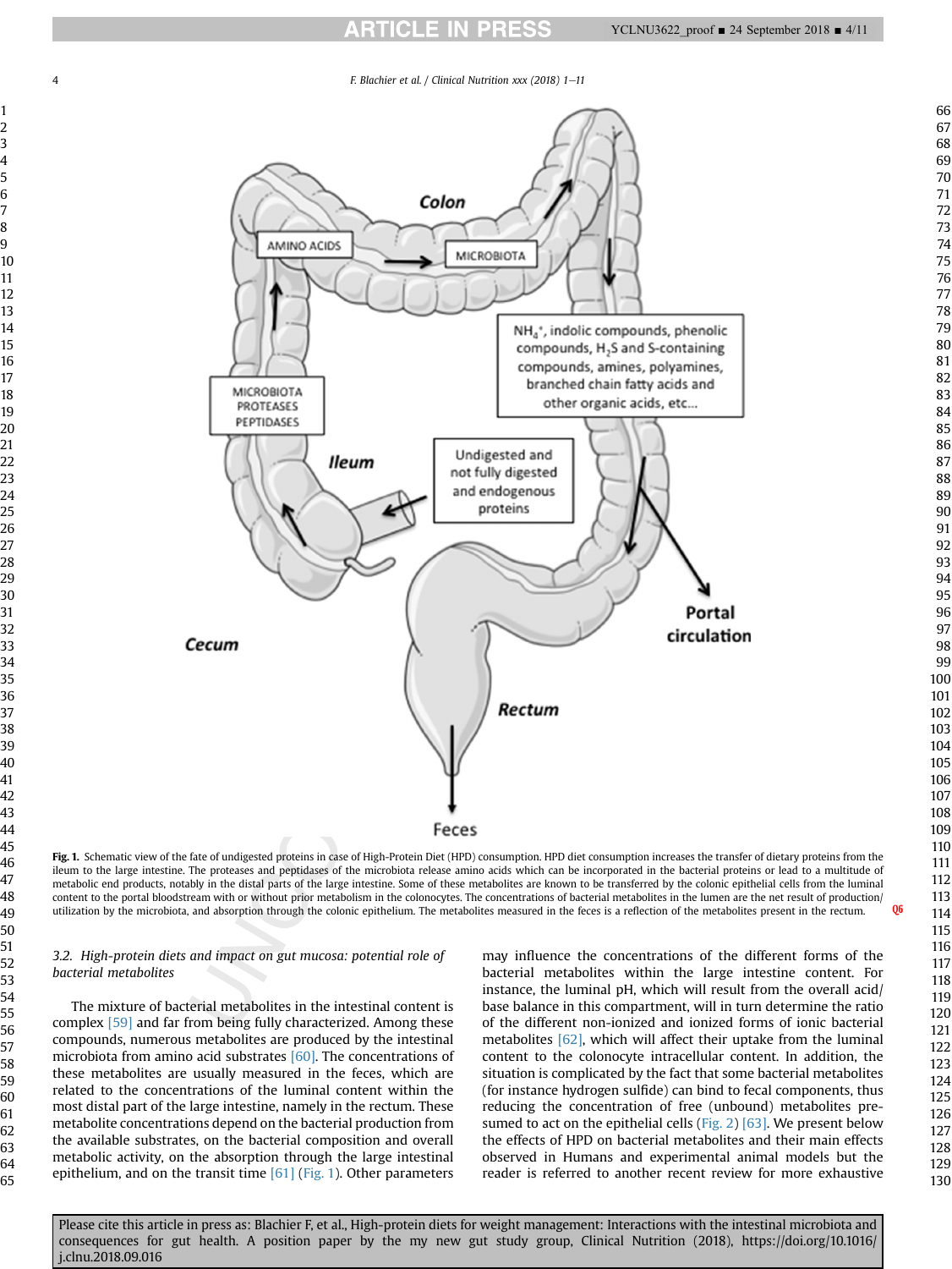Colon

AMINO ACIDS

MICROBIOTA

MICROBIOTA
PROTEASES
PEPTIDASES

Ileum

Undigested and not fully digested and endogenous proteins

$NH_4^+$, indolic compounds, phenolic compounds, $H_2S$ and S-containing compounds, amines, polyamines, branched chain fatty acids and other organic acids, etc...

Portal circulation

Cecum

Rectum

Feces

**Fig. 1.** Schematic view of the fate of undigested proteins in case of High-Protein Diet (HPD) consumption. HPD diet consumption increases the transfer of dietary proteins from the ileum to the large intestine. The proteases and peptidases of the microbiota release amino acids which can be incorporated in the bacterial proteins or lead to a multitude of metabolic end products, notably in the distal parts of the large intestine. Some of these metabolites are known to be transferred by the colonic epithelial cells from the luminal content to the portal bloodstream with or without prior metabolism in the colonocytes. The concentrations of bacterial metabolites in the lumen are the net result of production/utilization by the microbiota, and absorption through the colonic epithelium. The metabolites measured in the feces is a reflection of the metabolites present in the rectum.

### 3.2. High-protein diets and impact on gut mucosa: potential role of bacterial metabolites

The mixture of bacterial metabolites in the intestinal content is complex [59] and far from being fully characterized. Among these compounds, numerous metabolites are produced by the intestinal microbiota from amino acid substrates [60]. The concentrations of these metabolites are usually measured in the feces, which are related to the concentrations of the luminal content within the most distal part of the large intestine, namely in the rectum. These metabolite concentrations depend on the bacterial production from the available substrates, on the bacterial composition and overall metabolic activity, on the absorption through the large intestinal epithelium, and on the transit time [61] (Fig. 1). Other parameters may influence the concentrations of the different forms of the bacterial metabolites within the large intestine content. For instance, the luminal pH, which will result from the overall acid/base balance in this compartment, will in turn determine the ratio of the different non-ionized and ionized forms of ionic bacterial metabolites [62], which will affect their uptake from the luminal content to the colonocyte intracellular content. In addition, the situation is complicated by the fact that some bacterial metabolites (for instance hydrogen sulfide) can bind to fecal components, thus reducing the concentration of free (unbound) metabolites presumed to act on the epithelial cells (Fig. 2) [63]. We present below the effects of HPD on bacterial metabolites and their main effects observed in Humans and experimental animal models but the reader is referred to another recent review for more exhaustive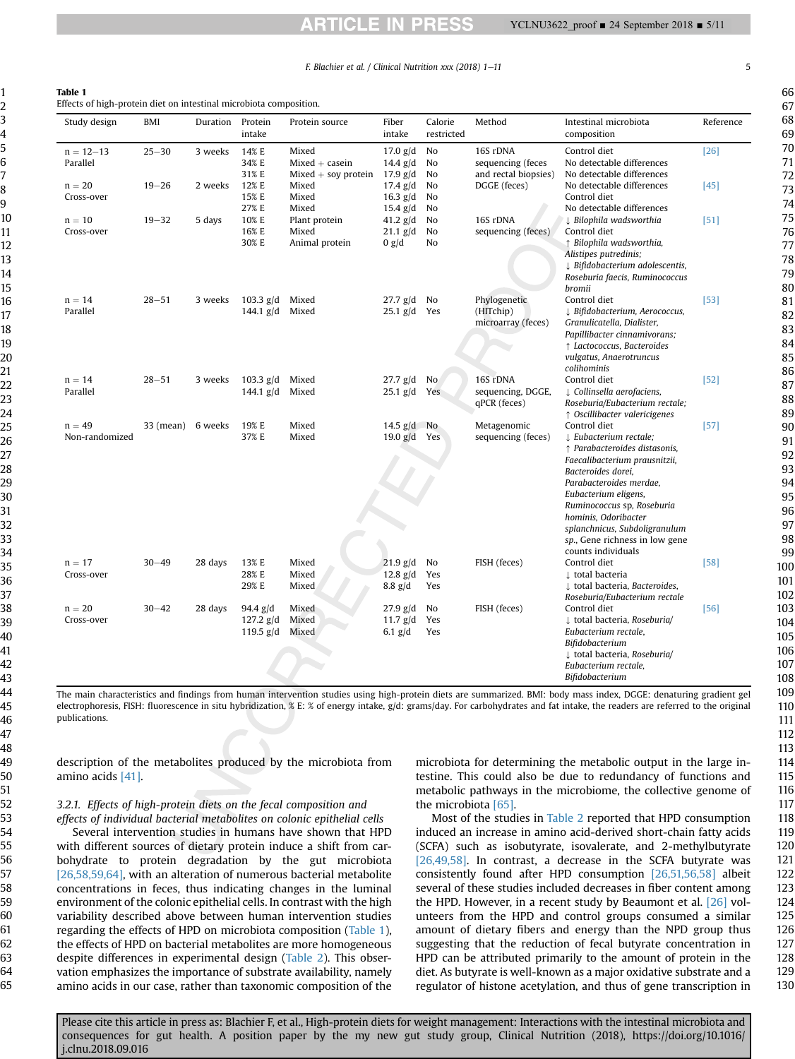**Table 1**
Effects of high-protein diet on intestinal microbiota composition.

| Study design | BMI | Duration | Protein intake | Protein source | Fiber intake | Calorie restricted | Method | Intestinal microbiota composition | Reference |
|---|---|---|---|---|---|---|---|---|---|
| n = 12–13<br>Parallel | 25–30 | 3 weeks | 14% E<br>34% E<br>31% E | Mixed<br>Mixed + casein<br>Mixed + soy protein | 17.0 g/d<br>14.4 g/d<br>17.9 g/d | No<br>No<br>No | 16S rDNA sequencing (feces and rectal biopsies) | Control diet<br>No detectable differences<br>No detectable differences | [26] |
| n = 20<br>Cross-over | 19–26 | 2 weeks | 12% E<br>15% E<br>27% E | Mixed<br>Mixed<br>Mixed | 17.4 g/d<br>16.3 g/d<br>15.4 g/d | No<br>No<br>No | DGGE (feces) | No detectable differences<br>Control diet<br>No detectable differences | [45] |
| n = 10<br>Cross-over | 19–32 | 5 days | 10% E<br>16% E<br>30% E | Plant protein<br>Mixed<br>Animal protein | 41.2 g/d<br>21.1 g/d<br>0 g/d | No<br>No<br>No | 16S rDNA sequencing (feces) | ↓ *Bilophila wadsworthia*<br>Control diet<br>↑ *Bilophila wadsworthia, Alistipes putredinis;*<br>↓ *Bifidobacterium adolescentis, Roseburia faecis, Ruminococcus bromii* | [51] |
| n = 14<br>Parallel | 28–51 | 3 weeks | 103.3 g/d<br>144.1 g/d | Mixed<br>Mixed | 27.7 g/d<br>25.1 g/d | No<br>Yes | Phylogenetic (HITchip) microarray (feces) | Control diet<br>↓ *Bifidobacterium, Aerococcus, Granulicatella, Dialister, Papillibacter cinnamivorans;*<br>↑ *Lactococcus, Bacteroides vulgatus, Anaerotruncus colihominis* | [53] |
| n = 14<br>Parallel | 28–51 | 3 weeks | 103.3 g/d<br>144.1 g/d | Mixed<br>Mixed | 27.7 g/d<br>25.1 g/d | No<br>Yes | 16S rDNA sequencing, DGGE, qPCR (feces) | Control diet<br>↓ *Collinsella aerofaciens, Roseburia/Eubacterium rectale;*<br>↑ *Oscillibacter valericigenes* | [52] |
| n = 49<br>Non-randomized | 33 (mean) | 6 weeks | 19% E<br>37% E | Mixed<br>Mixed | 14.5 g/d<br>19.0 g/d | No<br>Yes | Metagenomic sequencing (feces) | Control diet<br>↓ *Eubacterium rectale;*<br>↑ *Parabacteroides distasonis, Faecalibacterium prausnitzii, Bacteroides dorei, Parabacteroides merdae, Eubacterium eligens, Ruminococcus* sp, *Roseburia hominis, Odoribacter splanchnicus, Subdoligranulum* sp., Gene richness in low gene counts individuals | [57] |
| n = 17<br>Cross-over | 30–49 | 28 days | 13% E<br>28% E<br>29% E | Mixed<br>Mixed<br>Mixed | 21.9 g/d<br>12.8 g/d<br>8.8 g/d | No<br>Yes<br>Yes | FISH (feces) | Control diet<br>↓ total bacteria<br>↓ total bacteria, *Bacteroides, Roseburia/Eubacterium rectale* | [58] |
| n = 20<br>Cross-over | 30–42 | 28 days | 94.4 g/d<br>127.2 g/d<br>119.5 g/d | Mixed<br>Mixed<br>Mixed | 27.9 g/d<br>11.7 g/d<br>6.1 g/d | No<br>Yes<br>Yes | FISH (feces) | Control diet<br>↓ total bacteria, *Roseburia/Eubacterium rectale, Bifidobacterium*<br>↓ total bacteria, *Roseburia/Eubacterium rectale, Bifidobacterium* | [56] |

The main characteristics and findings from human intervention studies using high-protein diets are summarized. BMI: body mass index, DGGE: denaturing gradient gel electrophoresis, FISH: fluorescence in situ hybridization, % E: % of energy intake, g/d: grams/day. For carbohydrates and fat intake, the readers are referred to the original publications.

description of the metabolites produced by the microbiota from amino acids [41].

#### 3.2.1. Effects of high-protein diets on the fecal composition and effects of individual bacterial metabolites on colonic epithelial cells

Several intervention studies in humans have shown that HPD with different sources of dietary protein induce a shift from carbohydrate to protein degradation by the gut microbiota [26,58,59,64], with an alteration of numerous bacterial metabolite concentrations in feces, thus indicating changes in the luminal environment of the colonic epithelial cells. In contrast with the high variability described above between human intervention studies regarding the effects of HPD on microbiota composition (Table 1), the effects of HPD on bacterial metabolites are more homogeneous despite differences in experimental design (Table 2). This observation emphasizes the importance of substrate availability, namely amino acids in our case, rather than taxonomic composition of the microbiota for determining the metabolic output in the large intestine. This could also be due to redundancy of functions and metabolic pathways in the microbiome, the collective genome of the microbiota [65].

Most of the studies in Table 2 reported that HPD consumption induced an increase in amino acid-derived short-chain fatty acids (SCFA) such as isobutyrate, isovalerate, and 2-methylbutyrate [26,49,58]. In contrast, a decrease in the SCFA butyrate was consistently found after HPD consumption [26,51,56,58] albeit several of these studies included decreases in fiber content among the HPD. However, in a recent study by Beaumont et al. [26] volunteers from the HPD and control groups consumed a similar amount of dietary fibers and energy than the NPD group thus suggesting that the reduction of fecal butyrate concentration in HPD can be attributed primarily to the amount of protein in the diet. As butyrate is well-known as a major oxidative substrate and a regulator of histone acetylation, and thus of gene transcription in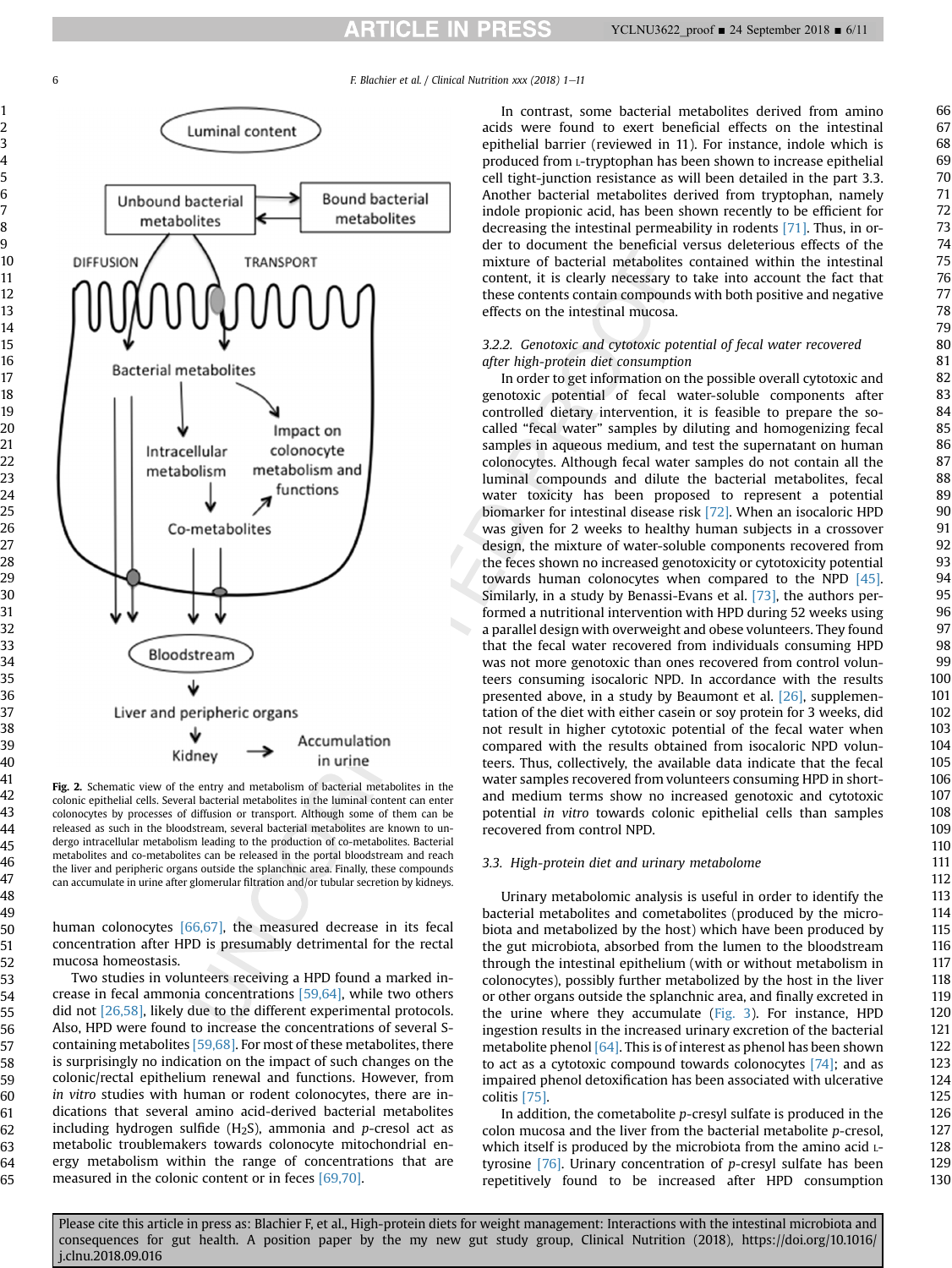Fig. 2. Schematic view of the entry and metabolism of bacterial metabolites in the colonic epithelial cells. Several bacterial metabolites in the luminal content can enter colonocytes by processes of diffusion or transport. Although some of them can be released as such in the bloodstream, several bacterial metabolites are known to undergo intracellular metabolism leading to the production of co-metabolites. Bacterial metabolites and co-metabolites can be released in the portal bloodstream and reach the liver and peripheric organs outside the splanchnic area. Finally, these compounds can accumulate in urine after glomerular filtration and/or tubular secretion by kidneys.

human colonocytes [66,67], the measured decrease in its fecal concentration after HPD is presumably detrimental for the rectal mucosa homeostasis.

Two studies in volunteers receiving a HPD found a marked increase in fecal ammonia concentrations [59,64], while two others did not [26,58], likely due to the different experimental protocols. Also, HPD were found to increase the concentrations of several S-containing metabolites [59,68]. For most of these metabolites, there is surprisingly no indication on the impact of such changes on the colonic/rectal epithelium renewal and functions. However, from *in vitro* studies with human or rodent colonocytes, there are indications that several amino acid-derived bacterial metabolites including hydrogen sulfide ($H_2S$), ammonia and *p*-cresol act as metabolic troublemakers towards colonocyte mitochondrial energy metabolism within the range of concentrations that are measured in the colonic content or in feces [69,70].

In contrast, some bacterial metabolites derived from amino acids were found to exert beneficial effects on the intestinal epithelial barrier (reviewed in 11). For instance, indole which is produced from L-tryptophan has been shown to increase epithelial cell tight-junction resistance as will been detailed in the part 3.3. Another bacterial metabolites derived from tryptophan, namely indole propionic acid, has been shown recently to be efficient for decreasing the intestinal permeability in rodents [71]. Thus, in order to document the beneficial versus deleterious effects of the mixture of bacterial metabolites contained within the intestinal content, it is clearly necessary to take into account the fact that these contents contain compounds with both positive and negative effects on the intestinal mucosa.

#### 3.2.2. Genotoxic and cytotoxic potential of fecal water recovered after high-protein diet consumption

In order to get information on the possible overall cytotoxic and genotoxic potential of fecal water-soluble components after controlled dietary intervention, it is feasible to prepare the so-called "fecal water" samples by diluting and homogenizing fecal samples in aqueous medium, and test the supernatant on human colonocytes. Although fecal water samples do not contain all the luminal compounds and dilute the bacterial metabolites, fecal water toxicity has been proposed to represent a potential biomarker for intestinal disease risk [72]. When an isocaloric HPD was given for 2 weeks to healthy human subjects in a crossover design, the mixture of water-soluble components recovered from the feces shown no increased genotoxicity or cytotoxicity potential towards human colonocytes when compared to the NPD [45]. Similarly, in a study by Benassi-Evans et al. [73], the authors performed a nutritional intervention with HPD during 52 weeks using a parallel design with overweight and obese volunteers. They found that the fecal water recovered from individuals consuming HPD was not more genotoxic than ones recovered from control volunteers consuming isocaloric NPD. In accordance with the results presented above, in a study by Beaumont et al. [26], supplementation of the diet with either casein or soy protein for 3 weeks, did not result in higher cytotoxic potential of the fecal water when compared with the results obtained from isocaloric NPD volunteers. Thus, collectively, the available data indicate that the fecal water samples recovered from volunteers consuming HPD in short- and medium terms show no increased genotoxic and cytotoxic potential *in vitro* towards colonic epithelial cells than samples recovered from control NPD.

### 3.3. High-protein diet and urinary metabolome

Urinary metabolomic analysis is useful in order to identify the bacterial metabolites and cometabolites (produced by the microbiota and metabolized by the host) which have been produced by the gut microbiota, absorbed from the lumen to the bloodstream through the intestinal epithelium (with or without metabolism in colonocytes), possibly further metabolized by the host in the liver or other organs outside the splanchnic area, and finally excreted in the urine where they accumulate (Fig. 3). For instance, HPD ingestion results in the increased urinary excretion of the bacterial metabolite phenol [64]. This is of interest as phenol has been shown to act as a cytotoxic compound towards colonocytes [74]; and as impaired phenol detoxification has been associated with ulcerative colitis [75].

In addition, the cometabolite *p*-cresyl sulfate is produced in the colon mucosa and the liver from the bacterial metabolite *p*-cresol, which itself is produced by the microbiota from the amino acid L-tyrosine [76]. Urinary concentration of *p*-cresyl sulfate has been repetitively found to be increased after HPD consumption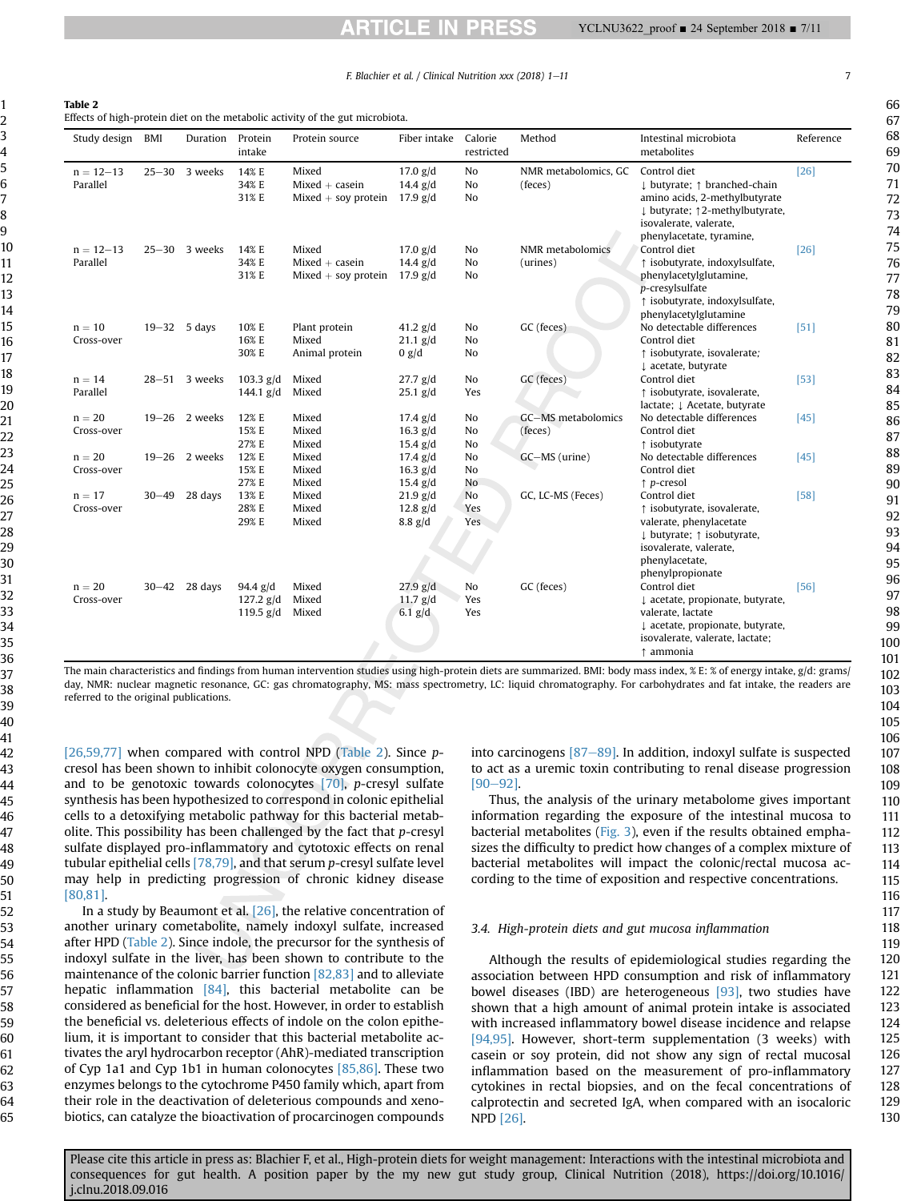**Table 2**
Effects of high-protein diet on the metabolic activity of the gut microbiota.

| Study design | BMI | Duration | Protein intake | Protein source | Fiber intake | Calorie restricted | Method | Intestinal microbiota metabolites | Reference |
|---|---|---|---|---|---|---|---|---|---|
| n = 12–13 Parallel | 25–30 | 3 weeks | 14% E<br>34% E<br>31% E | Mixed<br>Mixed + casein<br>Mixed + soy protein | 17.0 g/d<br>14.4 g/d<br>17.9 g/d | No<br>No<br>No | NMR metabolomics, GC (feces) | Control diet<br>↓ butyrate; ↑ branched-chain amino acids, 2-methylbutyrate<br>↓ butyrate; ↑2-methylbutyrate, isovalerate, valerate, phenylacetate, tyramine, | [26] |
| n = 12–13 Parallel | 25–30 | 3 weeks | 14% E<br>34% E<br>31% E | Mixed<br>Mixed + casein<br>Mixed + soy protein | 17.0 g/d<br>14.4 g/d<br>17.9 g/d | No<br>No<br>No | NMR metabolomics (urines) | Control diet<br>↑ isobutyrate, indoxylsulfate, phenylacetylglutamine, *p*-cresylsulfate<br>↑ isobutyrate, indoxylsulfate, phenylacetylglutamine | [26] |
| n = 10 Cross-over | 19–32 | 5 days | 10% E<br>16% E<br>30% E | Plant protein<br>Mixed<br>Animal protein | 41.2 g/d<br>21.1 g/d<br>0 g/d | No<br>No<br>No | GC (feces) | No detectable differences<br>Control diet<br>↑ isobutyrate, isovalerate; ↓ acetate, butyrate | [51] |
| n = 14 Parallel | 28–51 | 3 weeks | 103.3 g/d<br>144.1 g/d | Mixed<br>Mixed | 27.7 g/d<br>25.1 g/d | No<br>Yes | GC (feces) | Control diet<br>↑ isobutyrate, isovalerate, lactate; ↓ Acetate, butyrate | [53] |
| n = 20 Cross-over | 19–26 | 2 weeks | 12% E<br>15% E<br>27% E | Mixed<br>Mixed<br>Mixed | 17.4 g/d<br>16.3 g/d<br>15.4 g/d | No<br>No<br>No | GC–MS metabolomics (feces) | No detectable differences<br>Control diet<br>↑ isobutyrate | [45] |
| n = 20 Cross-over | 19–26 | 2 weeks | 12% E<br>15% E<br>27% E | Mixed<br>Mixed<br>Mixed | 17.4 g/d<br>16.3 g/d<br>15.4 g/d | No<br>No<br>No | GC–MS (urine) | No detectable differences<br>Control diet<br>↑ *p*-cresol | [45] |
| n = 17 Cross-over | 30–49 | 28 days | 13% E<br>28% E<br>29% E | Mixed<br>Mixed<br>Mixed | 21.9 g/d<br>12.8 g/d<br>8.8 g/d | No<br>Yes<br>Yes | GC, LC-MS (Feces) | Control diet<br>↑ isobutyrate, isovalerate, valerate, phenylacetate<br>↓ butyrate; ↑ isobutyrate, isovalerate, valerate, phenylacetate, phenylpropionate | [58] |
| n = 20 Cross-over | 30–42 | 28 days | 94.4 g/d<br>127.2 g/d<br>119.5 g/d | Mixed<br>Mixed<br>Mixed | 27.9 g/d<br>11.7 g/d<br>6.1 g/d | No<br>Yes<br>Yes | GC (feces) | Control diet<br>↓ acetate, propionate, butyrate, valerate, lactate<br>↓ acetate, propionate, butyrate, isovalerate, valerate, lactate; ↑ ammonia | [56] |

The main characteristics and findings from human intervention studies using high-protein diets are summarized. BMI: body mass index, % E: % of energy intake, g/d: grams/day, NMR: nuclear magnetic resonance, GC: gas chromatography, MS: mass spectrometry, LC: liquid chromatography. For carbohydrates and fat intake, the readers are referred to the original publications.

[26,59,77] when compared with control NPD (Table 2). Since *p*-cresol has been shown to inhibit colonocyte oxygen consumption, and to be genotoxic towards colonocytes [70], *p*-cresyl sulfate synthesis has been hypothesized to correspond in colonic epithelial cells to a detoxifying metabolic pathway for this bacterial metabolite. This possibility has been challenged by the fact that *p*-cresyl sulfate displayed pro-inflammatory and cytotoxic effects on renal tubular epithelial cells [78,79], and that serum *p*-cresyl sulfate level may help in predicting progression of chronic kidney disease [80,81].

In a study by Beaumont et al. [26], the relative concentration of another urinary cometabolite, namely indoxyl sulfate, increased after HPD (Table 2). Since indole, the precursor for the synthesis of indoxyl sulfate in the liver, has been shown to contribute to the maintenance of the colonic barrier function [82,83] and to alleviate hepatic inflammation [84], this bacterial metabolite can be considered as beneficial for the host. However, in order to establish the beneficial vs. deleterious effects of indole on the colon epithelium, it is important to consider that this bacterial metabolite activates the aryl hydrocarbon receptor (AhR)-mediated transcription of Cyp 1a1 and Cyp 1b1 in human colonocytes [85,86]. These two enzymes belongs to the cytochrome P450 family which, apart from their role in the deactivation of deleterious compounds and xenobiotics, can catalyze the bioactivation of procarcinogen compounds into carcinogens [87–89]. In addition, indoxyl sulfate is suspected to act as a uremic toxin contributing to renal disease progression [90–92].

Thus, the analysis of the urinary metabolome gives important information regarding the exposure of the intestinal mucosa to bacterial metabolites (Fig. 3), even if the results obtained emphasizes the difficulty to predict how changes of a complex mixture of bacterial metabolites will impact the colonic/rectal mucosa according to the time of exposition and respective concentrations.

### 3.4. High-protein diets and gut mucosa inflammation

Although the results of epidemiological studies regarding the association between HPD consumption and risk of inflammatory bowel diseases (IBD) are heterogeneous [93], two studies have shown that a high amount of animal protein intake is associated with increased inflammatory bowel disease incidence and relapse [94,95]. However, short-term supplementation (3 weeks) with casein or soy protein, did not show any sign of rectal mucosal inflammation based on the measurement of pro-inflammatory cytokines in rectal biopsies, and on the fecal concentrations of calprotectin and secreted IgA, when compared with an isocaloric NPD [26].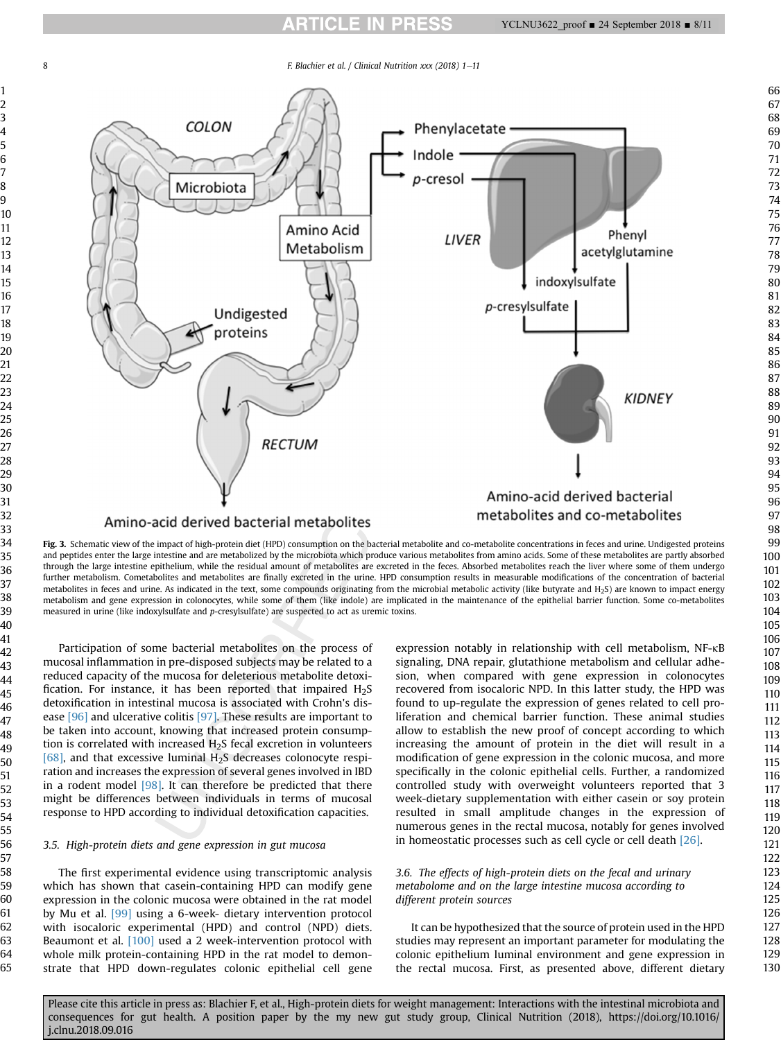Fig. 3. Schematic view of the impact of high-protein diet (HPD) consumption on the bacterial metabolite and co-metabolite concentrations in feces and urine. Undigested proteins and peptides enter the large intestine and are metabolized by the microbiota which produce various metabolites from amino acids. Some of these metabolites are partly absorbed through the large intestine epithelium, while the residual amount of metabolites are excreted in the feces. Absorbed metabolites reach the liver where some of them undergo further metabolism. Cometabolites and metabolites are finally excreted in the urine. HPD consumption results in measurable modifications of the concentration of bacterial metabolites in feces and urine. As indicated in the text, some compounds originating from the microbial metabolic activity (like butyrate and $H_2S$) are known to impact energy metabolism and gene expression in colonocytes, while some of them (like indole) are implicated in the maintenance of the epithelial barrier function. Some co-metabolites measured in urine (like indoxylsulfate and *p*-cresylsulfate) are suspected to act as uremic toxins.

Participation of some bacterial metabolites on the process of mucosal inflammation in pre-disposed subjects may be related to a reduced capacity of the mucosa for deleterious metabolite detoxification. For instance, it has been reported that impaired $H_2S$ detoxification in intestinal mucosa is associated with Crohn's disease [96] and ulcerative colitis [97]. These results are important to be taken into account, knowing that increased protein consumption is correlated with increased $H_2S$ fecal excretion in volunteers [68], and that excessive luminal $H_2S$ decreases colonocyte respiration and increases the expression of several genes involved in IBD in a rodent model [98]. It can therefore be predicted that there might be differences between individuals in terms of mucosal response to HPD according to individual detoxification capacities.

### 3.5. High-protein diets and gene expression in gut mucosa

The first experimental evidence using transcriptomic analysis which has shown that casein-containing HPD can modify gene expression in the colonic mucosa were obtained in the rat model by Mu et al. [99] using a 6-week- dietary intervention protocol with isocaloric experimental (HPD) and control (NPD) diets. Beaumont et al. [100] used a 2 week-intervention protocol with whole milk protein-containing HPD in the rat model to demonstrate that HPD down-regulates colonic epithelial cell gene expression notably in relationship with cell metabolism, NF-κB signaling, DNA repair, glutathione metabolism and cellular adhesion, when compared with gene expression in colonocytes recovered from isocaloric NPD. In this latter study, the HPD was found to up-regulate the expression of genes related to cell proliferation and chemical barrier function. These animal studies allow to establish the new proof of concept according to which increasing the amount of protein in the diet will result in a modification of gene expression in the colonic mucosa, and more specifically in the colonic epithelial cells. Further, a randomized controlled study with overweight volunteers reported that 3 week-dietary supplementation with either casein or soy protein resulted in small amplitude changes in the expression of numerous genes in the rectal mucosa, notably for genes involved in homeostatic processes such as cell cycle or cell death [26].

### 3.6. The effects of high-protein diets on the fecal and urinary metabolome and on the large intestine mucosa according to different protein sources

It can be hypothesized that the source of protein used in the HPD studies may represent an important parameter for modulating the colonic epithelium luminal environment and gene expression in the rectal mucosa. First, as presented above, different dietary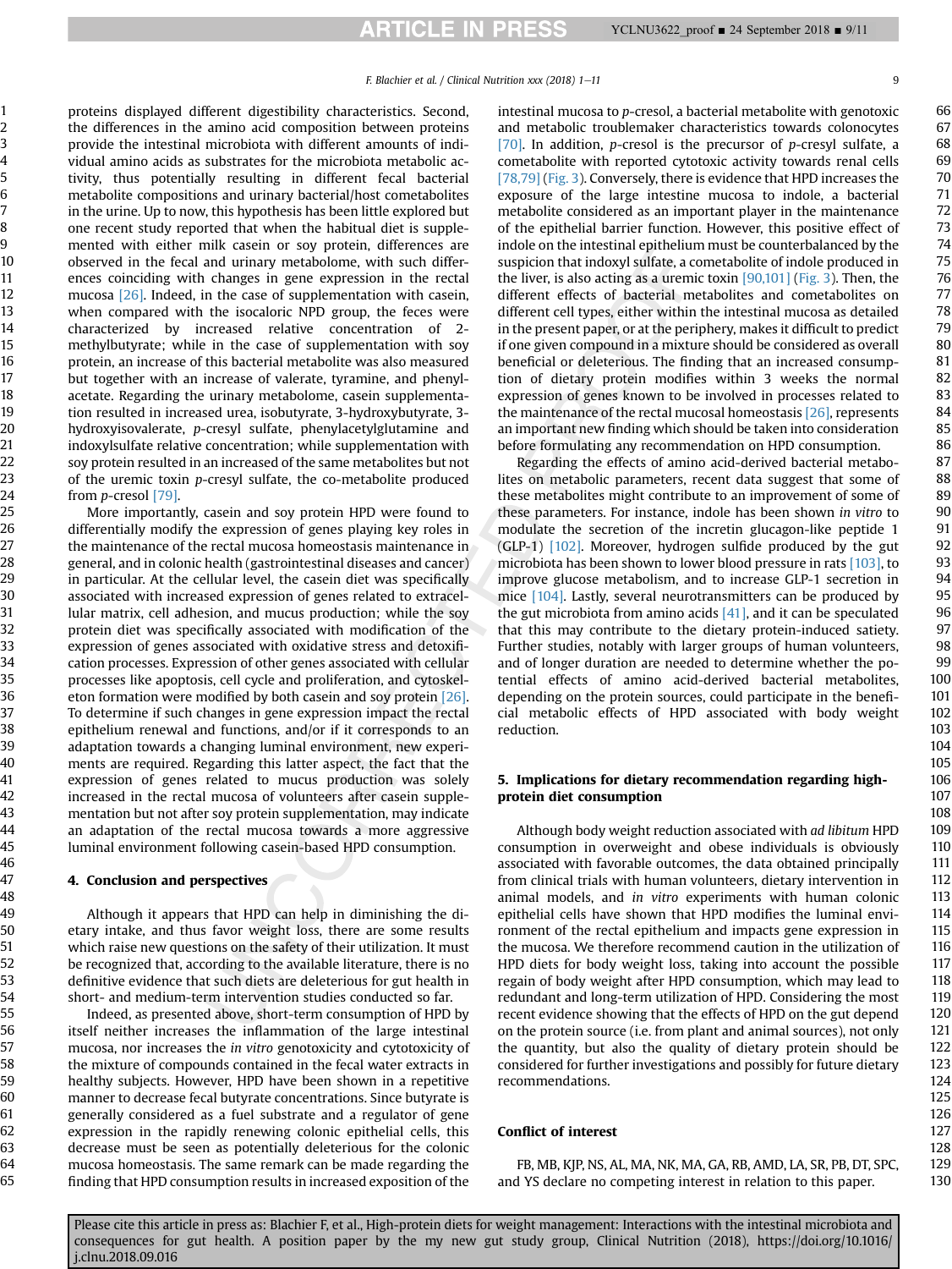proteins displayed different digestibility characteristics. Second, the differences in the amino acid composition between proteins provide the intestinal microbiota with different amounts of individual amino acids as substrates for the microbiota metabolic activity, thus potentially resulting in different fecal bacterial metabolite compositions and urinary bacterial/host cometabolites in the urine. Up to now, this hypothesis has been little explored but one recent study reported that when the habitual diet is supplemented with either milk casein or soy protein, differences are observed in the fecal and urinary metabolome, with such differences coinciding with changes in gene expression in the rectal mucosa [26]. Indeed, in the case of supplementation with casein, when compared with the isocaloric NPD group, the feces were characterized by increased relative concentration of 2-methylbutyrate; while in the case of supplementation with soy protein, an increase of this bacterial metabolite was also measured but together with an increase of valerate, tyramine, and phenylacetate. Regarding the urinary metabolome, casein supplementation resulted in increased urea, isobutyrate, 3-hydroxybutyrate, 3-hydroxyisovalerate, *p*-cresyl sulfate, phenylacetylglutamine and indoxylsulfate relative concentration; while supplementation with soy protein resulted in an increased of the same metabolites but not of the uremic toxin *p*-cresyl sulfate, the co-metabolite produced from *p*-cresol [79].

More importantly, casein and soy protein HPD were found to differentially modify the expression of genes playing key roles in the maintenance of the rectal mucosa homeostasis maintenance in general, and in colonic health (gastrointestinal diseases and cancer) in particular. At the cellular level, the casein diet was specifically associated with increased expression of genes related to extracellular matrix, cell adhesion, and mucus production; while the soy protein diet was specifically associated with modification of the expression of genes associated with oxidative stress and detoxification processes. Expression of other genes associated with cellular processes like apoptosis, cell cycle and proliferation, and cytoskeleton formation were modified by both casein and soy protein [26]. To determine if such changes in gene expression impact the rectal epithelium renewal and functions, and/or if it corresponds to an adaptation towards a changing luminal environment, new experiments are required. Regarding this latter aspect, the fact that the expression of genes related to mucus production was solely increased in the rectal mucosa of volunteers after casein supplementation but not after soy protein supplementation, may indicate an adaptation of the rectal mucosa towards a more aggressive luminal environment following casein-based HPD consumption.

## 4. Conclusion and perspectives

Although it appears that HPD can help in diminishing the dietary intake, and thus favor weight loss, there are some results which raise new questions on the safety of their utilization. It must be recognized that, according to the available literature, there is no definitive evidence that such diets are deleterious for gut health in short- and medium-term intervention studies conducted so far.

Indeed, as presented above, short-term consumption of HPD by itself neither increases the inflammation of the large intestinal mucosa, nor increases the *in vitro* genotoxicity and cytotoxicity of the mixture of compounds contained in the fecal water extracts in healthy subjects. However, HPD have been shown in a repetitive manner to decrease fecal butyrate concentrations. Since butyrate is generally considered as a fuel substrate and a regulator of gene expression in the rapidly renewing colonic epithelial cells, this decrease must be seen as potentially deleterious for the colonic mucosa homeostasis. The same remark can be made regarding the finding that HPD consumption results in increased exposition of the intestinal mucosa to *p*-cresol, a bacterial metabolite with genotoxic and metabolic troublemaker characteristics towards colonocytes [70]. In addition, *p*-cresol is the precursor of *p*-cresyl sulfate, a cometabolite with reported cytotoxic activity towards renal cells [78,79] (Fig. 3). Conversely, there is evidence that HPD increases the exposure of the large intestine mucosa to indole, a bacterial metabolite considered as an important player in the maintenance of the epithelial barrier function. However, this positive effect of indole on the intestinal epithelium must be counterbalanced by the suspicion that indoxyl sulfate, a cometabolite of indole produced in the liver, is also acting as a uremic toxin [90,101] (Fig. 3). Then, the different effects of bacterial metabolites and cometabolites on different cell types, either within the intestinal mucosa as detailed in the present paper, or at the periphery, makes it difficult to predict if one given compound in a mixture should be considered as overall beneficial or deleterious. The finding that an increased consumption of dietary protein modifies within 3 weeks the normal expression of genes known to be involved in processes related to the maintenance of the rectal mucosal homeostasis [26], represents an important new finding which should be taken into consideration before formulating any recommendation on HPD consumption.

Regarding the effects of amino acid-derived bacterial metabolites on metabolic parameters, recent data suggest that some of these metabolites might contribute to an improvement of some of these parameters. For instance, indole has been shown *in vitro* to modulate the secretion of the incretin glucagon-like peptide 1 (GLP-1) [102]. Moreover, hydrogen sulfide produced by the gut microbiota has been shown to lower blood pressure in rats [103], to improve glucose metabolism, and to increase GLP-1 secretion in mice [104]. Lastly, several neurotransmitters can be produced by the gut microbiota from amino acids [41], and it can be speculated that this may contribute to the dietary protein-induced satiety. Further studies, notably with larger groups of human volunteers, and of longer duration are needed to determine whether the potential effects of amino acid-derived bacterial metabolites, depending on the protein sources, could participate in the beneficial metabolic effects of HPD associated with body weight reduction.

## 5. Implications for dietary recommendation regarding high-protein diet consumption

Although body weight reduction associated with *ad libitum* HPD consumption in overweight and obese individuals is obviously associated with favorable outcomes, the data obtained principally from clinical trials with human volunteers, dietary intervention in animal models, and *in vitro* experiments with human colonic epithelial cells have shown that HPD modifies the luminal environment of the rectal epithelium and impacts gene expression in the mucosa. We therefore recommend caution in the utilization of HPD diets for body weight loss, taking into account the possible regain of body weight after HPD consumption, which may lead to redundant and long-term utilization of HPD. Considering the most recent evidence showing that the effects of HPD on the gut depend on the protein source (i.e. from plant and animal sources), not only the quantity, but also the quality of dietary protein should be considered for further investigations and possibly for future dietary recommendations.

## Conflict of interest

FB, MB, KJP, NS, AL, MA, NK, MA, GA, RB, AMD, LA, SR, PB, DT, SPC, and YS declare no competing interest in relation to this paper.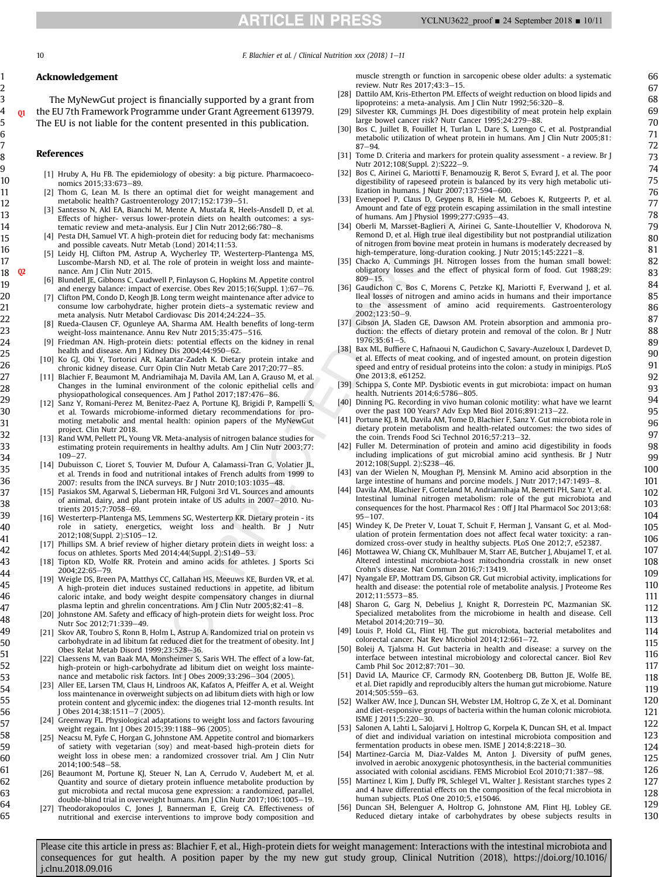## Acknowledgement

The MyNewGut project is financially supported by a grant from the EU 7th Framework Programme under Grant Agreement 613979. The EU is not liable for the content presented in this publication.

## References

[1] Hruby A, Hu FB. The epidemiology of obesity: a big picture. Pharmacoeconomics 2015;33:673–89.

[2] Thom G, Lean M. Is there an optimal diet for weight management and metabolic health? Gastroenterology 2017;152:1739–51.

[3] Santesso N, Akl EA, Bianchi M, Mente A, Mustafa R, Heels-Ansdell D, et al. Effects of higher- versus lower-protein diets on health outcomes: a systematic review and meta-analysis. Eur J Clin Nutr 2012;66:780–8.

[4] Pesta DH, Samuel VT. A high-protein diet for reducing body fat: mechanisms and possible caveats. Nutr Metab (Lond) 2014;11:53.

[5] Leidy HJ, Clifton PM, Astrup A, Wycherley TP, Westerterp-Plantenga MS, Luscombe-Marsh ND, et al. The role of protein in weight loss and maintenance. Am J Clin Nutr 2015.

[6] Blundell JE, Gibbons C, Caudwell P, Finlayson G, Hopkins M. Appetite control and energy balance: impact of exercise. Obes Rev 2015;16(Suppl. 1):67–76.

[7] Clifton PM, Condo D, Keogh JB. Long term weight maintenance after advice to consume low carbohydrate, higher protein diets–a systematic review and meta analysis. Nutr Metabol Cardiovasc Dis 2014;24:224–35.

[8] Rueda-Clausen CF, Ogunleye AA, Sharma AM. Health benefits of long-term weight-loss maintenance. Annu Rev Nutr 2015;35:475–516.

[9] Friedman AN. High-protein diets: potential effects on the kidney in renal health and disease. Am J Kidney Dis 2004;44:950–62.

[10] Ko GJ, Obi Y, Tortorici AR, Kalantar-Zadeh K. Dietary protein intake and chronic kidney disease. Curr Opin Clin Nutr Metab Care 2017;20:77–85.

[11] Blachier F, Beaumont M, Andriamihaja M, Davila AM, Lan A, Grauso M, et al. Changes in the luminal environment of the colonic epithelial cells and physiopathological consequences. Am J Pathol 2017;187:476–86.

[12] Sanz Y, Romani-Perez M, Benitez-Paez A, Portune KJ, Brigidi P, Rampelli S, et al. Towards microbiome-informed dietary recommendations for promoting metabolic and mental health: opinion papers of the MyNewGut project. Clin Nutr 2018.

[13] Rand WM, Pellett PL, Young VR. Meta-analysis of nitrogen balance studies for estimating protein requirements in healthy adults. Am J Clin Nutr 2003;77:109–27.

[14] Dubuisson C, Lioret S, Touvier M, Dufour A, Calamassi-Tran G, Volatier JL, et al. Trends in food and nutritional intakes of French adults from 1999 to 2007: results from the INCA surveys. Br J Nutr 2010;103:1035–48.

[15] Pasiakos SM, Agarwal S, Lieberman HR, Fulgoni 3rd VL. Sources and amounts of animal, dairy, and plant protein intake of US adults in 2007–2010. Nutrients 2015;7:7058–69.

[16] Westerterp-Plantenga MS, Lemmens SG, Westerterp KR. Dietary protein - its role in satiety, energetics, weight loss and health. Br J Nutr 2012;108(Suppl. 2):S105–12.

[17] Phillips SM. A brief review of higher dietary protein diets in weight loss: a focus on athletes. Sports Med 2014;44(Suppl. 2):S149–53.

[18] Tipton KD, Wolfe RR. Protein and amino acids for athletes. J Sports Sci 2004;22:65–79.

[19] Weigle DS, Breen PA, Matthys CC, Callahan HS, Meeuws KE, Burden VR, et al. A high-protein diet induces sustained reductions in appetite, ad libitum caloric intake, and body weight despite compensatory changes in diurnal plasma leptin and ghrelin concentrations. Am J Clin Nutr 2005;82:41–8.

[20] Johnstone AM. Safety and efficacy of high-protein diets for weight loss. Proc Nutr Soc 2012;71:339–49.

[21] Skov AR, Toubro S, Ronn B, Holm L, Astrup A. Randomized trial on protein vs carbohydrate in ad libitum fat reduced diet for the treatment of obesity. Int J Obes Relat Metab Disord 1999;23:528–36.

[22] Claessens M, van Baak MA, Monsheimer S, Saris WH. The effect of a low-fat, high-protein or high-carbohydrate ad libitum diet on weight loss maintenance and metabolic risk factors. Int J Obes 2009;33:296–304 (2005).

[23] Aller EE, Larsen TM, Claus H, Lindroos AK, Kafatos A, Pfeiffer A, et al. Weight loss maintenance in overweight subjects on ad libitum diets with high or low protein content and glycemic index: the diogenes trial 12-month results. Int J Obes 2014;38:1511–7 (2005).

[24] Greenway FL. Physiological adaptations to weight loss and factors favouring weight regain. Int J Obes 2015;39:1188–96 (2005).

[25] Neacsu M, Fyfe C, Horgan G, Johnstone AM. Appetite control and biomarkers of satiety with vegetarian (soy) and meat-based high-protein diets for weight loss in obese men: a randomized crossover trial. Am J Clin Nutr 2014;100:548–58.

[26] Beaumont M, Portune KJ, Steuer N, Lan A, Cerrudo V, Audebert M, et al. Quantity and source of dietary protein influence metabolite production by gut microbiota and rectal mucosa gene expression: a randomized, parallel, double-blind trial in overweight humans. Am J Clin Nutr 2017;106:1005–19.

[27] Theodorakopoulos C, Jones J, Bannerman E, Greig CA. Effectiveness of nutritional and exercise interventions to improve body composition and muscle strength or function in sarcopenic obese older adults: a systematic review. Nutr Res 2017;43:1–15.

[28] Dattilo AM, Kris-Etherton PM. Effects of weight reduction on blood lipids and lipoproteins: a meta-analysis. Am J Clin Nutr 1992;56:320–8.

[29] Silvester KR, Cummings JH. Does digestibility of meat protein help explain large bowel cancer risk? Nutr Cancer 1995;24:279–88.

[30] Bos C, Juillet B, Fouillet H, Turlan L, Dare S, Luengo C, et al. Postprandial metabolic utilization of wheat protein in humans. Am J Clin Nutr 2005;81:87–94.

[31] Tome D. Criteria and markers for protein quality assessment - a review. Br J Nutr 2012;108(Suppl. 2):S222–9.

[32] Bos C, Airinei G, Mariotti F, Benamouzig R, Berot S, Evrard J, et al. The poor digestibility of rapeseed protein is balanced by its very high metabolic utilization in humans. J Nutr 2007;137:594–600.

[33] Evenepoel P, Claus D, Geypens B, Hiele M, Geboes K, Rutgeerts P, et al. Amount and fate of egg protein escaping assimilation in the small intestine of humans. Am J Physiol 1999;277:G935–43.

[34] Oberli M, Marsset-Baglieri A, Airinei G, Sante-Lhoutellier V, Khodorova N, Remond D, et al. High true ileal digestibility but not postprandial utilization of nitrogen from bovine meat protein in humans is moderately decreased by high-temperature, long-duration cooking. J Nutr 2015;145:2221–8.

[35] Chacko A, Cummings JH. Nitrogen losses from the human small bowel: obligatory losses and the effect of physical form of food. Gut 1988;29:809–15.

[36] Gaudichon C, Bos C, Morens C, Petzke KJ, Mariotti F, Everwand J, et al. Ileal losses of nitrogen and amino acids in humans and their importance to the assessment of amino acid requirements. Gastroenterology 2002;123:50–9.

[37] Gibson JA, Sladen GE, Dawson AM. Protein absorption and ammonia production: the effects of dietary protein and removal of the colon. Br J Nutr 1976;35:61–5.

[38] Bax ML, Buffiere C, Hafnaoui N, Gaudichon C, Savary-Auzeloux I, Dardevet D, et al. Effects of meat cooking, and of ingested amount, on protein digestion speed and entry of residual proteins into the colon: a study in minipigs. PLoS One 2013;8, e61252.

[39] Schippa S, Conte MP. Dysbiotic events in gut microbiota: impact on human health. Nutrients 2014;6:5786–805.

[40] Dinning PG. Recording in vivo human colonic motility: what have we learnt over the past 100 Years? Adv Exp Med Biol 2016;891:213–22.

[41] Portune KJ, B M, Davila AM, Tome D, Blachier F, Sanz Y. Gut microbiota role in dietary protein metabolism and health-related outcomes: the two sides of the coin. Trends Food Sci Technol 2016;57:213–32.

[42] Fuller M. Determination of protein and amino acid digestibility in foods including implications of gut microbial amino acid synthesis. Br J Nutr 2012;108(Suppl. 2):S238–46.

[43] van der Wielen N, Moughan PJ, Mensink M. Amino acid absorption in the large intestine of humans and porcine models. J Nutr 2017;147:1493–8.

[44] Davila AM, Blachier F, Gotteland M, Andriamihaja M, Benetti PH, Sanz Y, et al. Intestinal luminal nitrogen metabolism: role of the gut microbiota and consequences for the host. Pharmacol Res : Off J Ital Pharmacol Soc 2013;68:95–107.

[45] Windey K, De Preter V, Louat T, Schuit F, Herman J, Vansant G, et al. Modulation of protein fermentation does not affect fecal water toxicity: a randomized cross-over study in healthy subjects. PLoS One 2012;7, e52387.

[46] Mottawea W, Chiang CK, Muhlbauer M, Starr AE, Butcher J, Abujamel T, et al. Altered intestinal microbiota-host mitochondria crosstalk in new onset Crohn's disease. Nat Commun 2016;7:13419.

[47] Nyangale EP, Mottram DS, Gibson GR. Gut microbial activity, implications for health and disease: the potential role of metabolite analysis. J Proteome Res 2012;11:5573–85.

[48] Sharon G, Garg N, Debelius J, Knight R, Dorrestein PC, Mazmanian SK. Specialized metabolites from the microbiome in health and disease. Cell Metabol 2014;20:719–30.

[49] Louis P, Hold GL, Flint HJ. The gut microbiota, bacterial metabolites and colorectal cancer. Nat Rev Microbiol 2014;12:661–72.

[50] Boleij A, Tjalsma H. Gut bacteria in health and disease: a survey on the interface between intestinal microbiology and colorectal cancer. Biol Rev Camb Phil Soc 2012;87:701–30.

[51] David LA, Maurice CF, Carmody RN, Gootenberg DB, Button JE, Wolfe BE, et al. Diet rapidly and reproducibly alters the human gut microbiome. Nature 2014;505:559–63.

[52] Walker AW, Ince J, Duncan SH, Webster LM, Holtrop G, Ze X, et al. Dominant and diet-responsive groups of bacteria within the human colonic microbiota. ISME J 2011;5:220–30.

[53] Salonen A, Lahti L, Salojarvi J, Holtrop G, Korpela K, Duncan SH, et al. Impact of diet and individual variation on intestinal microbiota composition and fermentation products in obese men. ISME J 2014;8:2218–30.

[54] Martinez-Garcia M, Diaz-Valdes M, Anton J. Diversity of pufM genes, involved in aerobic anoxygenic photosynthesis, in the bacterial communities associated with colonial ascidians. FEMS Microbiol Ecol 2010;71:387–98.

[55] Martinez I, Kim J, Duffy PR, Schlegel VL, Walter J. Resistant starches types 2 and 4 have differential effects on the composition of the fecal microbiota in human subjects. PLoS One 2010;5, e15046.

[56] Duncan SH, Belenguer A, Holtrop G, Johnstone AM, Flint HJ, Lobley GE. Reduced dietary intake of carbohydrates by obese subjects results in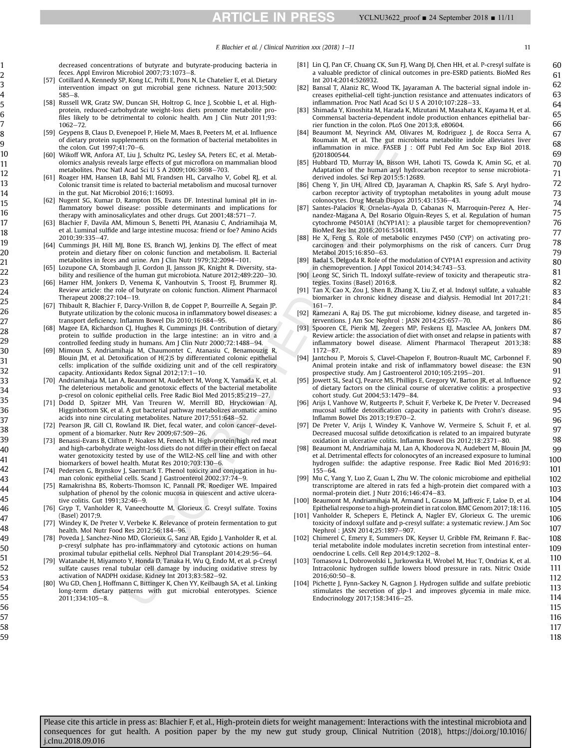decreased concentrations of butyrate and butyrate-producing bacteria in feces. Appl Environ Microbiol 2007;73:1073–8.

[57] Cotillard A, Kennedy SP, Kong LC, Prifti E, Pons N, Le Chatelier E, et al. Dietary intervention impact on gut microbial gene richness. Nature 2013;500: 585–8.

[58] Russell WR, Gratz SW, Duncan SH, Holtrop G, Ince J, Scobbie L, et al. High-protein, reduced-carbohydrate weight-loss diets promote metabolite profiles likely to be detrimental to colonic health. Am J Clin Nutr 2011;93: 1062–72.

[59] Geypens B, Claus D, Evenepoel P, Hiele M, Maes B, Peeters M, et al. Influence of dietary protein supplements on the formation of bacterial metabolites in the colon. Gut 1997;41:70–6.

[60] Wikoff WR, Anfora AT, Liu J, Schultz PG, Lesley SA, Peters EC, et al. Metabolomics analysis reveals large effects of gut microflora on mammalian blood metabolites. Proc Natl Acad Sci U S A 2009;106:3698–703.

[61] Roager HM, Hansen LB, Bahl MI, Frandsen HL, Carvalho V, Gobel RJ, et al. Colonic transit time is related to bacterial metabolism and mucosal turnover in the gut. Nat Microbiol 2016;1:16093.

[62] Nugent SG, Kumar D, Rampton DS, Evans DF. Intestinal luminal pH in inflammatory bowel disease: possible determinants and implications for therapy with aminosalicylates and other drugs. Gut 2001;48:571–7.

[63] Blachier F, Davila AM, Mimoun S, Benetti PH, Atanasiu C, Andriamihaja M, et al. Luminal sulfide and large intestine mucosa: friend or foe? Amino Acids 2010;39:335–47.

[64] Cummings JH, Hill MJ, Bone ES, Branch WJ, Jenkins DJ. The effect of meat protein and dietary fiber on colonic function and metabolism. II. Bacterial metabolites in feces and urine. Am J Clin Nutr 1979;32:2094–101.

[65] Lozupone CA, Stombaugh JI, Gordon JI, Jansson JK, Knight R. Diversity, stability and resilience of the human gut microbiota. Nature 2012;489:220–30.

[66] Hamer HM, Jonkers D, Venema K, Vanhoutvin S, Troost FJ, Brummer RJ. Review article: the role of butyrate on colonic function. Aliment Pharmacol Therapeut 2008;27:104–19.

[67] Thibault R, Blachier F, Darcy-Vrillon B, de Coppet P, Bourreille A, Segain JP. Butyrate utilization by the colonic mucosa in inflammatory bowel diseases: a transport deficiency. Inflamm Bowel Dis 2010;16:684–95.

[68] Magee EA, Richardson CJ, Hughes R, Cummings JH. Contribution of dietary protein to sulfide production in the large intestine: an in vitro and a controlled feeding study in humans. Am J Clin Nutr 2000;72:1488–94.

[69] Mimoun S, Andriamihaja M, Chaumontet C, Atanasiu C, Benamouzig R, Blouin JM, et al. Detoxification of H(2)S by differentiated colonic epithelial cells: implication of the sulfide oxidizing unit and of the cell respiratory capacity. Antioxidants Redox Signal 2012;17:1–10.

[70] Andriamihaja M, Lan A, Beaumont M, Audebert M, Wong X, Yamada K, et al. The deleterious metabolic and genotoxic effects of the bacterial metabolite p-cresol on colonic epithelial cells. Free Radic Biol Med 2015;85:219–27.

[71] Dodd D, Spitzer MH, Van Treuren W, Merrill BD, Hryckowian AJ, Higginbottom SK, et al. A gut bacterial pathway metabolizes aromatic amino acids into nine circulating metabolites. Nature 2017;551:648–52.

[72] Pearson JR, Gill CI, Rowland IR. Diet, fecal water, and colon cancer–development of a biomarker. Nutr Rev 2009;67:509–26.

[73] Benassi-Evans B, Clifton P, Noakes M, Fenech M. High-protein/high red meat and high-carbohydrate weight-loss diets do not differ in their effect on faecal water genotoxicity tested by use of the WIL2-NS cell line and with other biomarkers of bowel health. Mutat Res 2010;703:130–6.

[74] Pedersen G, Brynskov J, Saermark T. Phenol toxicity and conjugation in human colonic epithelial cells. Scand J Gastroenterol 2002;37:74–9.

[75] Ramakrishna BS, Roberts-Thomson IC, Pannall PR, Roediger WE. Impaired sulphation of phenol by the colonic mucosa in quiescent and active ulcerative colitis. Gut 1991;32:46–9.

[76] Gryp T, Vanholder R, Vaneechoutte M, Glorieux G. Cresyl sulfate. Toxins (Basel) 2017;9.

[77] Windey K, De Preter V, Verbeke K. Relevance of protein fermentation to gut health. Mol Nutr Food Res 2012;56:184–96.

[78] Poveda J, Sanchez-Nino MD, Glorieux G, Sanz AB, Egido J, Vanholder R, et al. p-cresyl sulphate has pro-inflammatory and cytotoxic actions on human proximal tubular epithelial cells. Nephrol Dial Transplant 2014;29:56–64.

[79] Watanabe H, Miyamoto Y, Honda D, Tanaka H, Wu Q, Endo M, et al. p-Cresyl sulfate causes renal tubular cell damage by inducing oxidative stress by activation of NADPH oxidase. Kidney Int 2013;83:582–92.

[80] Wu GD, Chen J, Hoffmann C, Bittinger K, Chen YY, Keilbaugh SA, et al. Linking long-term dietary patterns with gut microbial enterotypes. Science 2011;334:105–8.

[81] Lin CJ, Pan CF, Chuang CK, Sun FJ, Wang DJ, Chen HH, et al. P-cresyl sulfate is a valuable predictor of clinical outcomes in pre-ESRD patients. BioMed Res Int 2014;2014:526932.

[82] Bansal T, Alaniz RC, Wood TK, Jayaraman A. The bacterial signal indole increases epithelial-cell tight-junction resistance and attenuates indicators of inflammation. Proc Natl Acad Sci U S A 2010;107:228–33.

[83] Shimada Y, Kinoshita M, Harada K, Mizutani M, Masahata K, Kayama H, et al. Commensal bacteria-dependent indole production enhances epithelial barrier function in the colon. PLoS One 2013;8, e80604.

[84] Beaumont M, Neyrinck AM, Olivares M, Rodriguez J, de Rocca Serra A, Roumain M, et al. The gut microbiota metabolite indole alleviates liver inflammation in mice. FASEB J : Off Publ Fed Am Soc Exp Biol 2018. fj201800544.

[85] Hubbard TD, Murray IA, Bisson WH, Lahoti TS, Gowda K, Amin SG, et al. Adaptation of the human aryl hydrocarbon receptor to sense microbiota-derived indoles. Sci Rep 2015;5:12689.

[86] Cheng Y, Jin UH, Allred CD, Jayaraman A, Chapkin RS, Safe S. Aryl hydrocarbon receptor activity of tryptophan metabolites in young adult mouse colonocytes. Drug Metab Dispos 2015;43:1536–43.

[87] Santes-Palacios R, Ornelas-Ayala D, Cabanas N, Marroquin-Perez A, Hernandez-Magana A, Del Rosario Olguin-Reyes S, et al. Regulation of human cytochrome P4501A1 (hCYP1A1): a plausible target for chemoprevention? BioMed Res Int 2016;2016:5341081.

[88] He X, Feng S. Role of metabolic enzymes P450 (CYP) on activating procarcinogen and their polymorphisms on the risk of cancers. Curr Drug Metabol 2015;16:850–63.

[89] Badal S, Delgoda R. Role of the modulation of CYP1A1 expression and activity in chemoprevention. J Appl Toxicol 2014;34:743–53.

[90] Leong SC, Sirich TL. Indoxyl sulfate-review of toxicity and therapeutic strategies. Toxins (Basel) 2016;8.

[91] Tan X, Cao X, Zou J, Shen B, Zhang X, Liu Z, et al. Indoxyl sulfate, a valuable biomarker in chronic kidney disease and dialysis. Hemodial Int 2017;21: 161–7.

[92] Ramezani A, Raj DS. The gut microbiome, kidney disease, and targeted interventions. J Am Soc Nephrol : JASN 2014;25:657–70.

[93] Spooren CE, Pierik MJ, Zeegers MP, Feskens EJ, Masclee AA, Jonkers DM. Review article: the association of diet with onset and relapse in patients with inflammatory bowel disease. Aliment Pharmacol Therapeut 2013;38: 1172–87.

[94] Jantchou P, Morois S, Clavel-Chapelon F, Boutron-Ruault MC, Carbonnel F. Animal protein intake and risk of inflammatory bowel disease: the E3N prospective study. Am J Gastroenterol 2010;105:2195–201.

[95] Jowett SL, Seal CJ, Pearce MS, Phillips E, Gregory W, Barton JR, et al. Influence of dietary factors on the clinical course of ulcerative colitis: a prospective cohort study. Gut 2004;53:1479–84.

[96] Arijs I, Vanhove W, Rutgeerts P, Schuit F, Verbeke K, De Preter V. Decreased mucosal sulfide detoxification capacity in patients with Crohn's disease. Inflamm Bowel Dis 2013;19:E70–2.

[97] De Preter V, Arijs I, Windey K, Vanhove W, Vermeire S, Schuit F, et al. Decreased mucosal sulfide detoxification is related to an impaired butyrate oxidation in ulcerative colitis. Inflamm Bowel Dis 2012;18:2371–80.

[98] Beaumont M, Andriamihaja M, Lan A, Khodorova N, Audebert M, Blouin JM, et al. Detrimental effects for colonocytes of an increased exposure to luminal hydrogen sulfide: the adaptive response. Free Radic Biol Med 2016;93: 155–64.

[99] Mu C, Yang Y, Luo Z, Guan L, Zhu W. The colonic microbiome and epithelial transcriptome are altered in rats fed a high-protein diet compared with a normal-protein diet. J Nutr 2016;146:474–83.

[100] Beaumont M, Andriamihaja M, Armand L, Grauso M, Jaffrezic F, Laloe D, et al. Epithelial response to a high-protein diet in rat colon. BMC Genom 2017;18:116.

[101] Vanholder R, Schepers E, Pletinck A, Nagler EV, Glorieux G. The uremic toxicity of indoxyl sulfate and p-cresyl sulfate: a systematic review. J Am Soc Nephrol : JASN 2014;25:1897–907.

[102] Chimerel C, Emery E, Summers DK, Keyser U, Gribble FM, Reimann F. Bacterial metabolite indole modulates incretin secretion from intestinal enteroendocrine L cells. Cell Rep 2014;9:1202–8.

[103] Tomasova L, Dobrowolski L, Jurkowska H, Wrobel M, Huc T, Ondrias K, et al. Intracolonic hydrogen sulfide lowers blood pressure in rats. Nitric Oxide 2016;60:50–8.

[104] Pichette J, Fynn-Sackey N, Gagnon J. Hydrogen sulfide and sulfate prebiotic stimulates the secretion of glp-1 and improves glycemia in male mice. Endocrinology 2017;158:3416–25.